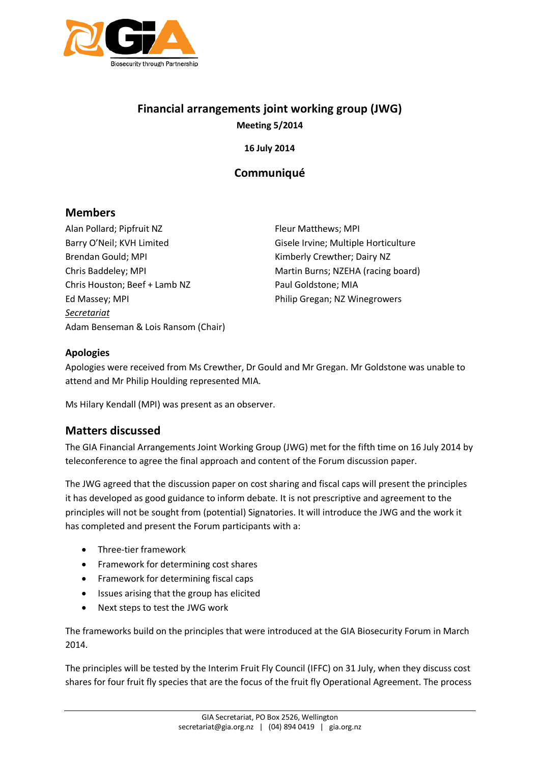# Financial arrangements joint working group (JWG)

**Meeting 5/2014**

**16 July 2014**

## Communiqué

## Members

Alan Pollard; Pipfruit NZ
Barry O'Neil; KVH Limited
Brendan Gould; MPI
Chris Baddeley; MPI
Chris Houston; Beef + Lamb NZ
Ed Massey; MPI
Fleur Matthews; MPI
Gisele Irvine; Multiple Horticulture
Kimberly Crewther; Dairy NZ
Martin Burns; NZEHA (racing board)
Paul Goldstone; MIA
Philip Gregan; NZ Winegrowers

*Secretariat*
Adam Benseman & Lois Ransom (Chair)

### Apologies

Apologies were received from Ms Crewther, Dr Gould and Mr Gregan. Mr Goldstone was unable to attend and Mr Philip Houlding represented MIA.

Ms Hilary Kendall (MPI) was present as an observer.

## Matters discussed

The GIA Financial Arrangements Joint Working Group (JWG) met for the fifth time on 16 July 2014 by teleconference to agree the final approach and content of the Forum discussion paper.

The JWG agreed that the discussion paper on cost sharing and fiscal caps will present the principles it has developed as good guidance to inform debate. It is not prescriptive and agreement to the principles will not be sought from (potential) Signatories. It will introduce the JWG and the work it has completed and present the Forum participants with a:

- Three-tier framework
- Framework for determining cost shares
- Framework for determining fiscal caps
- Issues arising that the group has elicited
- Next steps to test the JWG work

The frameworks build on the principles that were introduced at the GIA Biosecurity Forum in March 2014.

The principles will be tested by the Interim Fruit Fly Council (IFFC) on 31 July, when they discuss cost shares for four fruit fly species that are the focus of the fruit fly Operational Agreement. The process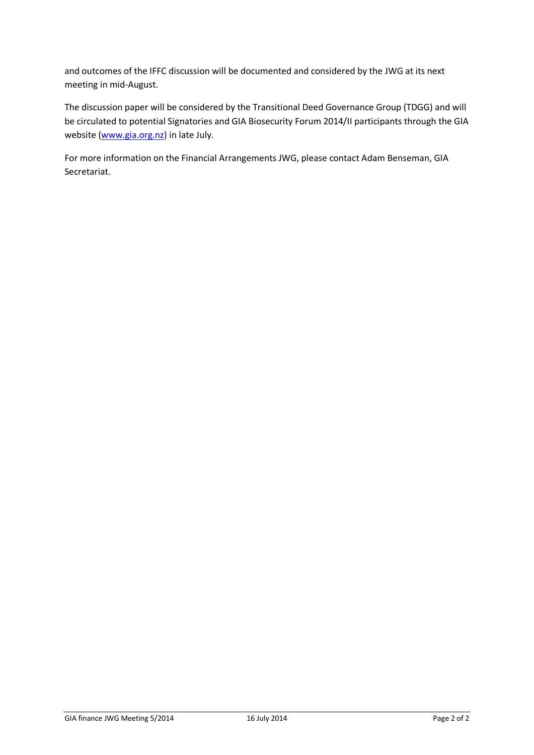and outcomes of the IFFC discussion will be documented and considered by the JWG at its next meeting in mid-August.

The discussion paper will be considered by the Transitional Deed Governance Group (TDGG) and will be circulated to potential Signatories and GIA Biosecurity Forum 2014/II participants through the GIA website ([www.gia.org.nz](http://www.gia.org.nz)) in late July.

For more information on the Financial Arrangements JWG, please contact Adam Benseman, GIA Secretariat.